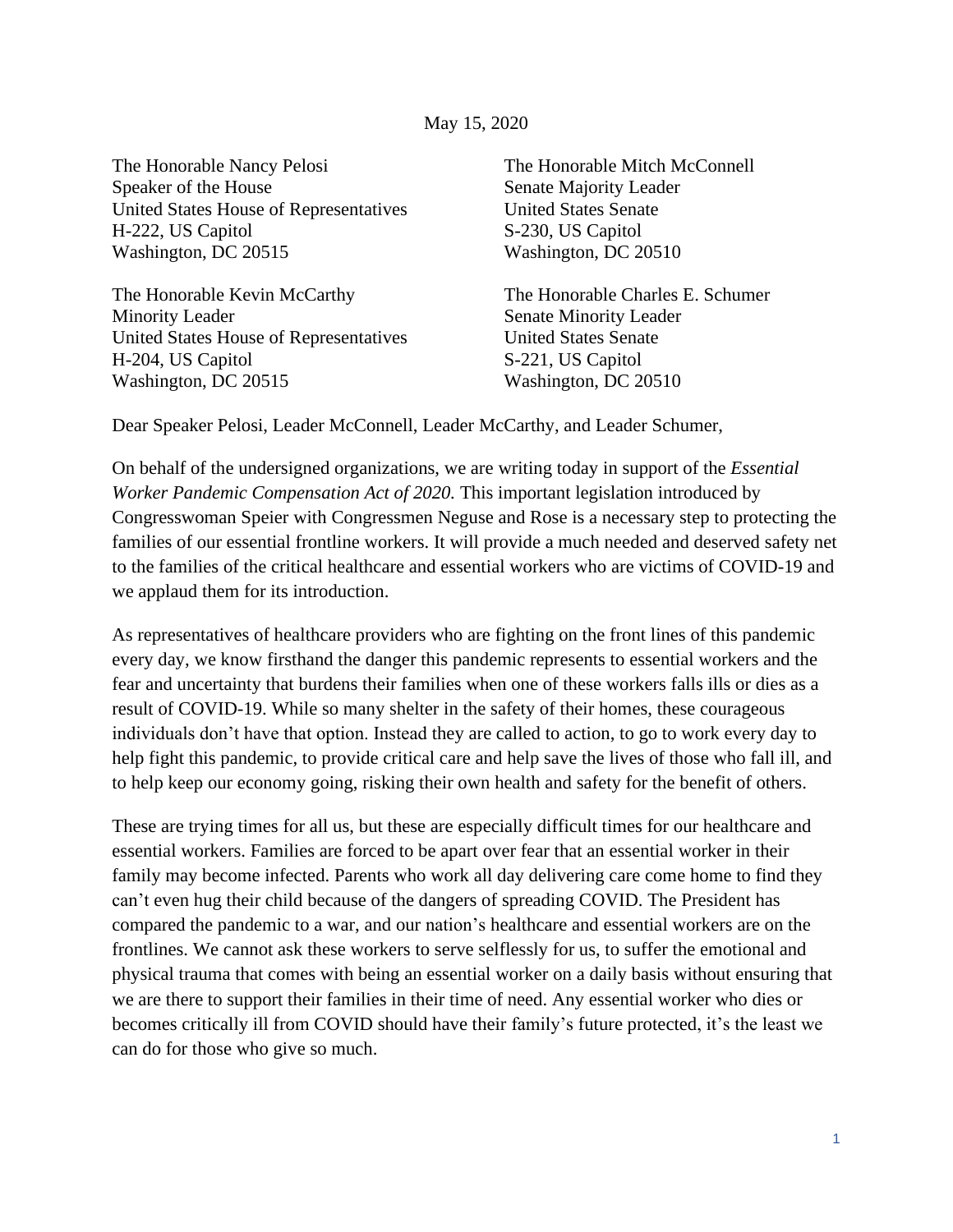May 15, 2020

The Honorable Nancy Pelosi
Speaker of the House
United States House of Representatives
H-222, US Capitol
Washington, DC 20515

The Honorable Mitch McConnell
Senate Majority Leader
United States Senate
S-230, US Capitol
Washington, DC 20510

The Honorable Kevin McCarthy
Minority Leader
United States House of Representatives
H-204, US Capitol
Washington, DC 20515

The Honorable Charles E. Schumer
Senate Minority Leader
United States Senate
S-221, US Capitol
Washington, DC 20510

Dear Speaker Pelosi, Leader McConnell, Leader McCarthy, and Leader Schumer,

On behalf of the undersigned organizations, we are writing today in support of the *Essential Worker Pandemic Compensation Act of 2020.* This important legislation introduced by Congresswoman Speier with Congressmen Neguse and Rose is a necessary step to protecting the families of our essential frontline workers. It will provide a much needed and deserved safety net to the families of the critical healthcare and essential workers who are victims of COVID-19 and we applaud them for its introduction.

As representatives of healthcare providers who are fighting on the front lines of this pandemic every day, we know firsthand the danger this pandemic represents to essential workers and the fear and uncertainty that burdens their families when one of these workers falls ills or dies as a result of COVID-19. While so many shelter in the safety of their homes, these courageous individuals don't have that option. Instead they are called to action, to go to work every day to help fight this pandemic, to provide critical care and help save the lives of those who fall ill, and to help keep our economy going, risking their own health and safety for the benefit of others.

These are trying times for all us, but these are especially difficult times for our healthcare and essential workers. Families are forced to be apart over fear that an essential worker in their family may become infected. Parents who work all day delivering care come home to find they can't even hug their child because of the dangers of spreading COVID. The President has compared the pandemic to a war, and our nation's healthcare and essential workers are on the frontlines. We cannot ask these workers to serve selflessly for us, to suffer the emotional and physical trauma that comes with being an essential worker on a daily basis without ensuring that we are there to support their families in their time of need. Any essential worker who dies or becomes critically ill from COVID should have their family's future protected, it's the least we can do for those who give so much.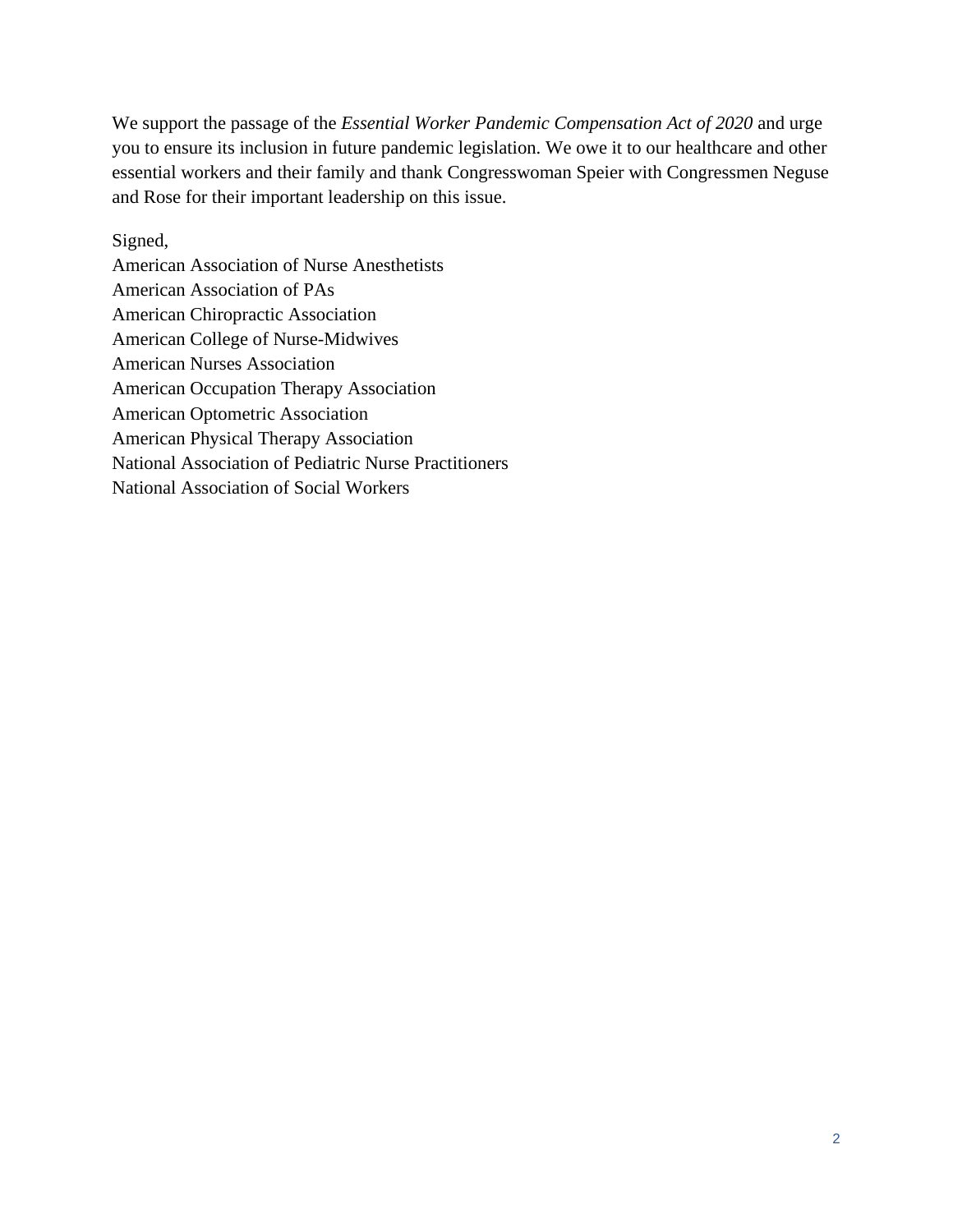We support the passage of the *Essential Worker Pandemic Compensation Act of 2020* and urge you to ensure its inclusion in future pandemic legislation. We owe it to our healthcare and other essential workers and their family and thank Congresswoman Speier with Congressmen Neguse and Rose for their important leadership on this issue.

Signed,
American Association of Nurse Anesthetists
American Association of PAs
American Chiropractic Association
American College of Nurse-Midwives
American Nurses Association
American Occupation Therapy Association
American Optometric Association
American Physical Therapy Association
National Association of Pediatric Nurse Practitioners
National Association of Social Workers